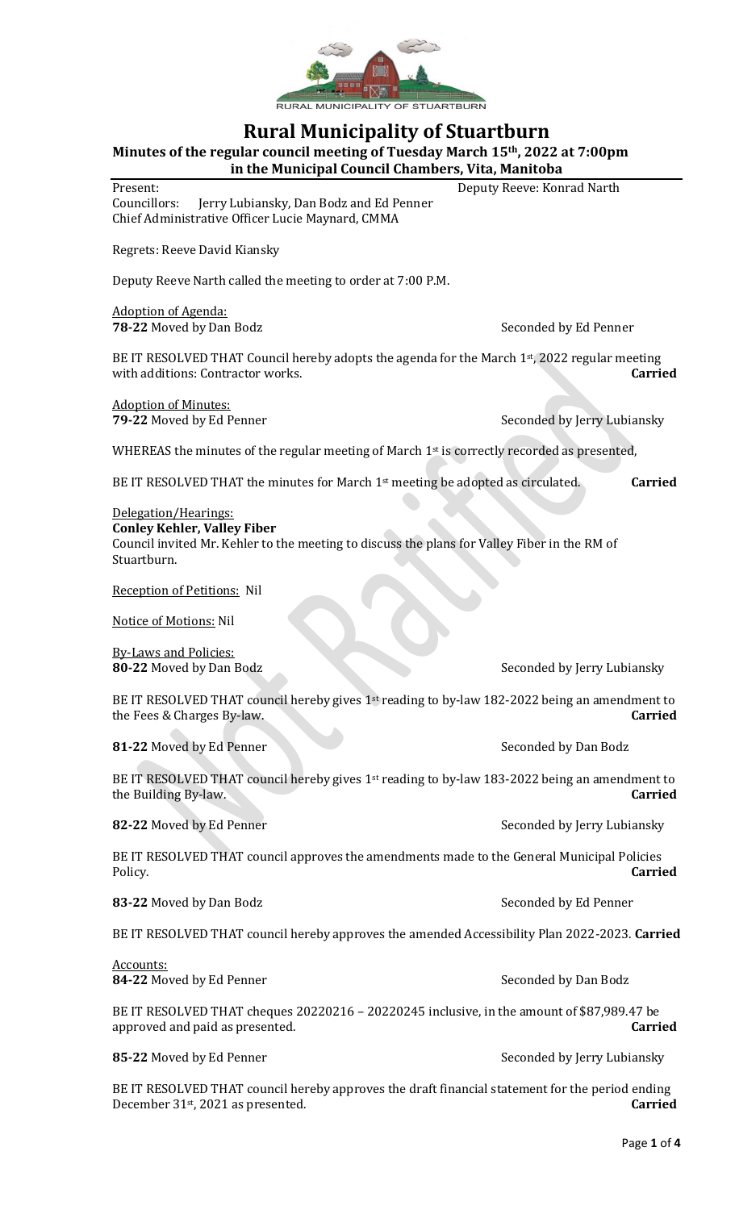# Rural Municipality of Stuartburn

**Minutes of the regular council meeting of Tuesday March 15th, 2022 at 7:00pm in the Municipal Council Chambers, Vita, Manitoba**

Present: Deputy Reeve: Konrad Narth
Councillors: Jerry Lubiansky, Dan Bodz and Ed Penner
Chief Administrative Officer Lucie Maynard, CMMA

Regrets: Reeve David Kiansky

Deputy Reeve Narth called the meeting to order at 7:00 P.M.

Adoption of Agenda:
**78-22** Moved by Dan Bodz Seconded by Ed Penner

BE IT RESOLVED THAT Council hereby adopts the agenda for the March 1st, 2022 regular meeting with additions: Contractor works. **Carried**

Adoption of Minutes:
**79-22** Moved by Ed Penner Seconded by Jerry Lubiansky

WHEREAS the minutes of the regular meeting of March 1st is correctly recorded as presented,

BE IT RESOLVED THAT the minutes for March 1st meeting be adopted as circulated. **Carried**

Delegation/Hearings:
**Conley Kehler, Valley Fiber**
Council invited Mr. Kehler to the meeting to discuss the plans for Valley Fiber in the RM of Stuartburn.

Reception of Petitions: Nil

Notice of Motions: Nil

By-Laws and Policies:
**80-22** Moved by Dan Bodz Seconded by Jerry Lubiansky

BE IT RESOLVED THAT council hereby gives 1st reading to by-law 182-2022 being an amendment to the Fees & Charges By-law. **Carried**

**81-22** Moved by Ed Penner Seconded by Dan Bodz

BE IT RESOLVED THAT council hereby gives 1st reading to by-law 183-2022 being an amendment to the Building By-law. **Carried**

**82-22** Moved by Ed Penner Seconded by Jerry Lubiansky

BE IT RESOLVED THAT council approves the amendments made to the General Municipal Policies Policy. **Carried**

**83-22** Moved by Dan Bodz Seconded by Ed Penner

BE IT RESOLVED THAT council hereby approves the amended Accessibility Plan 2022-2023. **Carried**

Accounts:
**84-22** Moved by Ed Penner Seconded by Dan Bodz

BE IT RESOLVED THAT cheques 20220216 – 20220245 inclusive, in the amount of $87,989.47 be approved and paid as presented. **Carried**

**85-22** Moved by Ed Penner Seconded by Jerry Lubiansky

BE IT RESOLVED THAT council hereby approves the draft financial statement for the period ending December 31st, 2021 as presented. **Carried**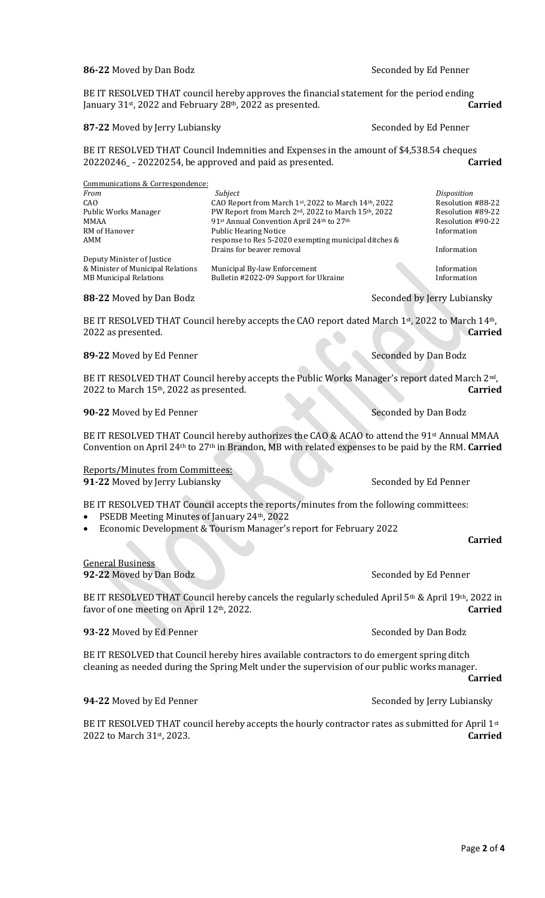**86-22** Moved by Dan Bodz Seconded by Ed Penner

BE IT RESOLVED THAT council hereby approves the financial statement for the period ending January 31st, 2022 and February 28th, 2022 as presented. **Carried**

**87-22** Moved by Jerry Lubiansky Seconded by Ed Penner

BE IT RESOLVED THAT Council Indemnities and Expenses in the amount of $4,538.54 cheques 20220246_ - 20220254, be approved and paid as presented. **Carried**

Communications & Correspondence:

| *From* | *Subject* | *Disposition* |
|---|---|---|
| CAO | CAO Report from March 1st, 2022 to March 14th, 2022 | Resolution #88-22 |
| Public Works Manager | PW Report from March 2nd, 2022 to March 15th, 2022 | Resolution #89-22 |
| MMAA | 91st Annual Convention April 24th to 27th | Resolution #90-22 |
| RM of Hanover | Public Hearing Notice | Information |
| AMM | response to Res 5-2020 exempting municipal ditches & Drains for beaver removal | Information |
| Deputy Minister of Justice & Minister of Municipal Relations | Municipal By-law Enforcement | Information |
| MB Municipal Relations | Bulletin #2022-09 Support for Ukraine | Information |

**88-22** Moved by Dan Bodz Seconded by Jerry Lubiansky

BE IT RESOLVED THAT Council hereby accepts the CAO report dated March 1st, 2022 to March 14th, 2022 as presented. **Carried**

**89-22** Moved by Ed Penner Seconded by Dan Bodz

BE IT RESOLVED THAT Council hereby accepts the Public Works Manager's report dated March 2nd, 2022 to March 15th, 2022 as presented. **Carried**

**90-22** Moved by Ed Penner Seconded by Dan Bodz

BE IT RESOLVED THAT Council hereby authorizes the CAO & ACAO to attend the 91st Annual MMAA Convention on April 24th to 27th in Brandon, MB with related expenses to be paid by the RM. **Carried**

Reports/Minutes from Committees:

**91-22** Moved by Jerry Lubiansky Seconded by Ed Penner

BE IT RESOLVED THAT Council accepts the reports/minutes from the following committees:

- PSEDB Meeting Minutes of January 24th, 2022
- Economic Development & Tourism Manager's report for February 2022

**Carried**

General Business

**92-22** Moved by Dan Bodz Seconded by Ed Penner

BE IT RESOLVED THAT Council hereby cancels the regularly scheduled April 5th & April 19th, 2022 in favor of one meeting on April 12th, 2022. **Carried**

**93-22** Moved by Ed Penner Seconded by Dan Bodz

BE IT RESOLVED that Council hereby hires available contractors to do emergent spring ditch cleaning as needed during the Spring Melt under the supervision of our public works manager. **Carried**

**94-22** Moved by Ed Penner Seconded by Jerry Lubiansky

BE IT RESOLVED THAT council hereby accepts the hourly contractor rates as submitted for April 1st 2022 to March 31st, 2023. **Carried**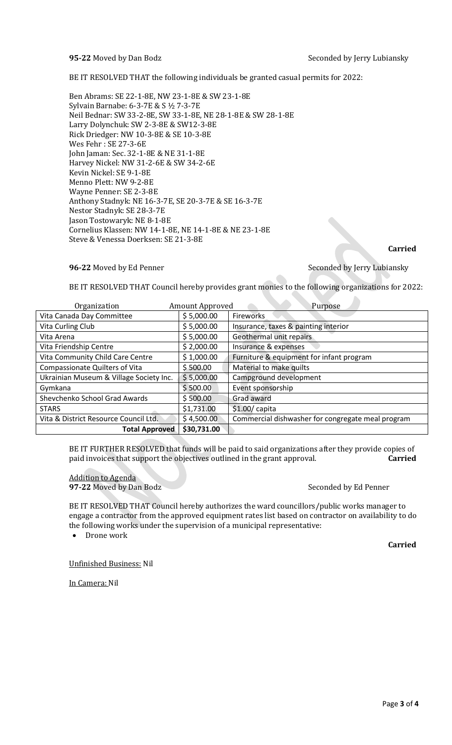**95-22** Moved by Dan Bodz Seconded by Jerry Lubiansky

BE IT RESOLVED THAT the following individuals be granted casual permits for 2022:

Ben Abrams: SE 22-1-8E, NW 23-1-8E & SW 23-1-8E
Sylvain Barnabe: 6-3-7E & S ½ 7-3-7E
Neil Bednar: SW 33-2-8E, SW 33-1-8E, NE 28-1-8E & SW 28-1-8E
Larry Dolynchuk: SW 2-3-8E & SW12-3-8E
Rick Driedger: NW 10-3-8E & SE 10-3-8E
Wes Fehr : SE 27-3-6E
John Jaman: Sec. 32-1-8E & NE 31-1-8E
Harvey Nickel: NW 31-2-6E & SW 34-2-6E
Kevin Nickel: SE 9-1-8E
Menno Plett: NW 9-2-8E
Wayne Penner: SE 2-3-8E
Anthony Stadnyk: NE 16-3-7E, SE 20-3-7E & SE 16-3-7E
Nestor Stadnyk: SE 28-3-7E
Jason Tostowaryk: NE 8-1-8E
Cornelius Klassen: NW 14-1-8E, NE 14-1-8E & NE 23-1-8E
Steve & Venessa Doerksen: SE 21-3-8E

**Carried**

**96-22** Moved by Ed Penner Seconded by Jerry Lubiansky

BE IT RESOLVED THAT Council hereby provides grant monies to the following organizations for 2022:

| Organization | Amount Approved | Purpose |
|---|---|---|
| Vita Canada Day Committee | $ 5,000.00 | Fireworks |
| Vita Curling Club | $ 5,000.00 | Insurance, taxes & painting interior |
| Vita Arena | $ 5,000.00 | Geothermal unit repairs |
| Vita Friendship Centre | $ 2,000.00 | Insurance & expenses |
| Vita Community Child Care Centre | $ 1,000.00 | Furniture & equipment for infant program |
| Compassionate Quilters of Vita | $ 500.00 | Material to make quilts |
| Ukrainian Museum & Village Society Inc. | $ 5,000.00 | Campground development |
| Gymkana | $ 500.00 | Event sponsorship |
| Shevchenko School Grad Awards | $ 500.00 | Grad award |
| STARS | $1,731.00 | $1.00/ capita |
| Vita & District Resource Council Ltd. | $ 4,500.00 | Commercial dishwasher for congregate meal program |
| **Total Approved** | **$30,731.00** | |

BE IT FURTHER RESOLVED that funds will be paid to said organizations after they provide copies of paid invoices that support the objectives outlined in the grant approval. **Carried**

Addition to Agenda
**97-22** Moved by Dan Bodz Seconded by Ed Penner

BE IT RESOLVED THAT Council hereby authorizes the ward councillors/public works manager to engage a contractor from the approved equipment rates list based on contractor on availability to do the following works under the supervision of a municipal representative:

- Drone work

**Carried**

Unfinished Business: Nil

In Camera: Nil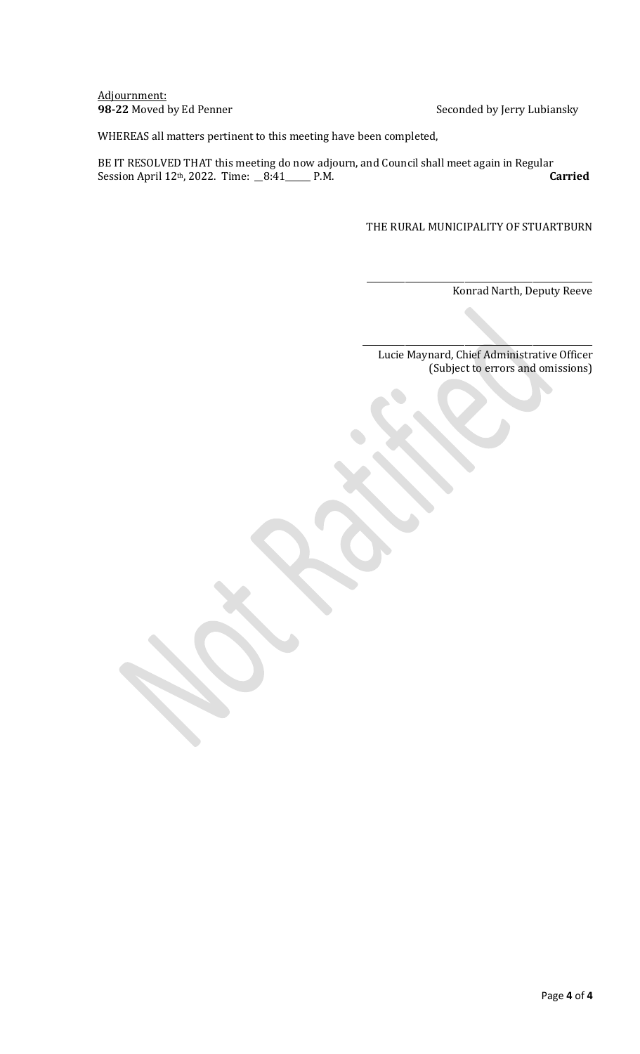Adjournment:
**98-22** Moved by Ed Penner                                        Seconded by Jerry Lubiansky

WHEREAS all matters pertinent to this meeting have been completed,

BE IT RESOLVED THAT this meeting do now adjourn, and Council shall meet again in Regular Session April 12th, 2022. Time: __8:41_____ P.M. **Carried**

THE RURAL MUNICIPALITY OF STUARTBURN

\_\_\_\_\_\_\_\_\_\_\_\_\_\_\_\_\_\_\_\_\_\_\_\_\_\_\_\_\_\_\_\_\_\_\_\_\_\_\_\_\_\_
Konrad Narth, Deputy Reeve

\_\_\_\_\_\_\_\_\_\_\_\_\_\_\_\_\_\_\_\_\_\_\_\_\_\_\_\_\_\_\_\_\_\_\_\_\_\_\_\_\_\_
Lucie Maynard, Chief Administrative Officer
(Subject to errors and omissions)

Not Ratified